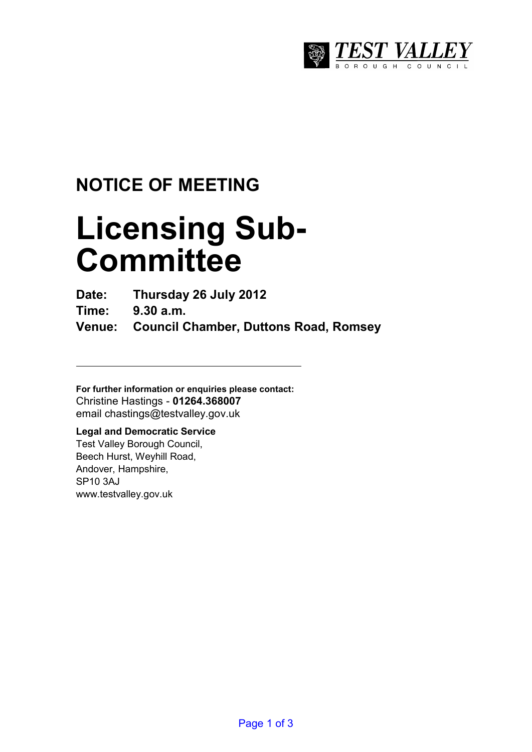TEST VALLEY
BOROUGH COUNCIL

## NOTICE OF MEETING

# Licensing Sub-Committee

**Date:** **Thursday 26 July 2012**

**Time:** **9.30 a.m.**

**Venue:** **Council Chamber, Duttons Road, Romsey**

---

**For further information or enquiries please contact:**
Christine Hastings - **01264.368007**
email chastings@testvalley.gov.uk

**Legal and Democratic Service**
Test Valley Borough Council,
Beech Hurst, Weyhill Road,
Andover, Hampshire,
SP10 3AJ
www.testvalley.gov.uk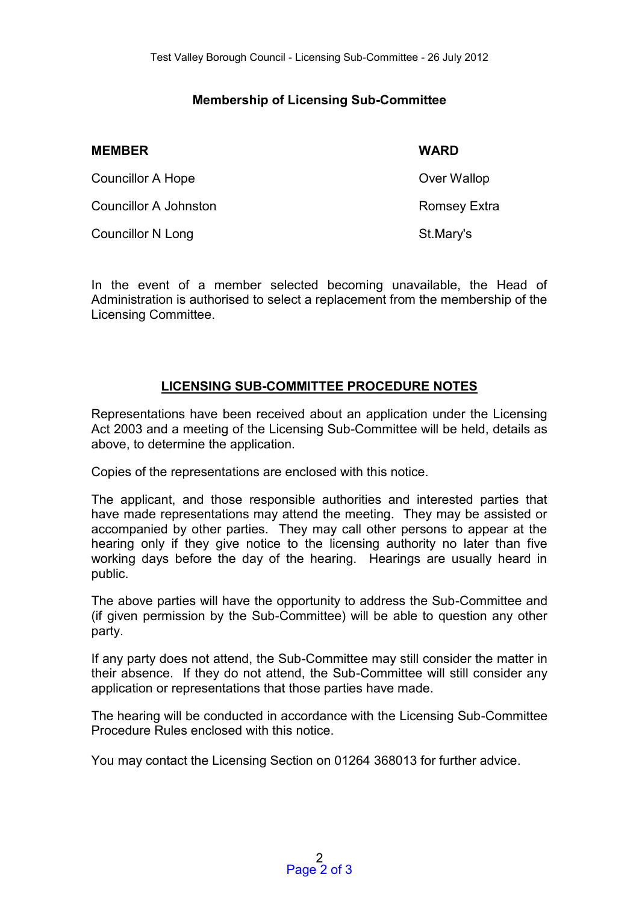## Membership of Licensing Sub-Committee

| MEMBER | WARD |
|---|---|
| Councillor A Hope | Over Wallop |
| Councillor A Johnston | Romsey Extra |
| Councillor N Long | St.Mary's |

In the event of a member selected becoming unavailable, the Head of Administration is authorised to select a replacement from the membership of the Licensing Committee.

## LICENSING SUB-COMMITTEE PROCEDURE NOTES

Representations have been received about an application under the Licensing Act 2003 and a meeting of the Licensing Sub-Committee will be held, details as above, to determine the application.

Copies of the representations are enclosed with this notice.

The applicant, and those responsible authorities and interested parties that have made representations may attend the meeting. They may be assisted or accompanied by other parties. They may call other persons to appear at the hearing only if they give notice to the licensing authority no later than five working days before the day of the hearing. Hearings are usually heard in public.

The above parties will have the opportunity to address the Sub-Committee and (if given permission by the Sub-Committee) will be able to question any other party.

If any party does not attend, the Sub-Committee may still consider the matter in their absence. If they do not attend, the Sub-Committee will still consider any application or representations that those parties have made.

The hearing will be conducted in accordance with the Licensing Sub-Committee Procedure Rules enclosed with this notice.

You may contact the Licensing Section on 01264 368013 for further advice.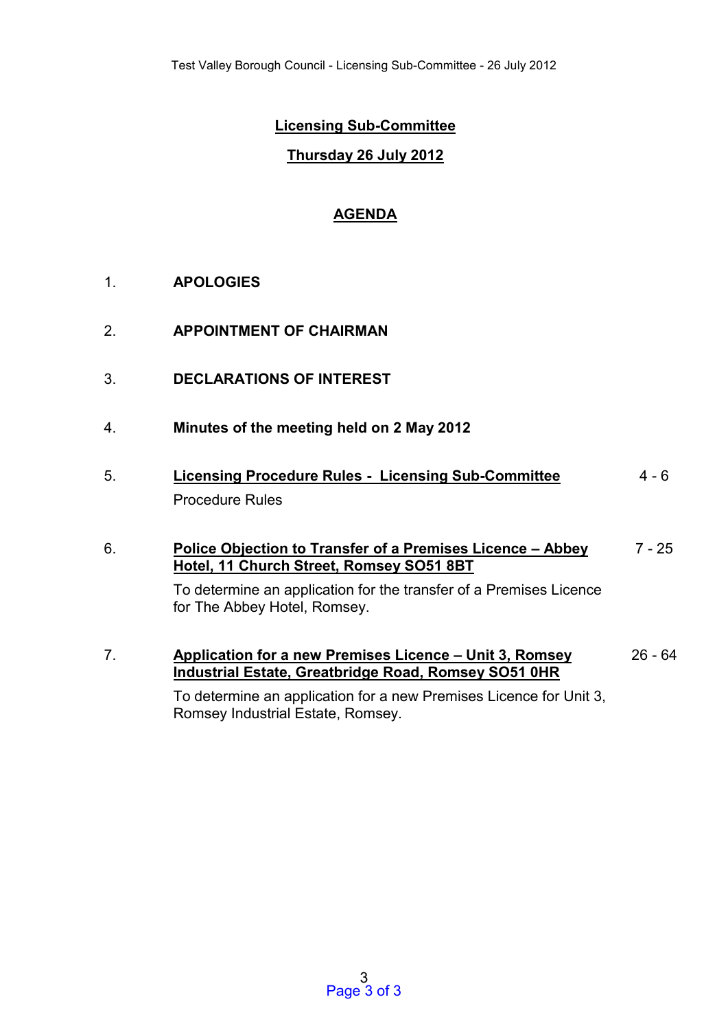## Licensing Sub-Committee

## Thursday 26 July 2012

# AGENDA

1. **APOLOGIES**

2. **APPOINTMENT OF CHAIRMAN**

3. **DECLARATIONS OF INTEREST**

4. **Minutes of the meeting held on 2 May 2012**

5. **Licensing Procedure Rules - Licensing Sub-Committee** 4 - 6

   Procedure Rules

6. **Police Objection to Transfer of a Premises Licence – Abbey Hotel, 11 Church Street, Romsey SO51 8BT** 7 - 25

   To determine an application for the transfer of a Premises Licence for The Abbey Hotel, Romsey.

7. **Application for a new Premises Licence – Unit 3, Romsey Industrial Estate, Greatbridge Road, Romsey SO51 0HR** 26 - 64

   To determine an application for a new Premises Licence for Unit 3, Romsey Industrial Estate, Romsey.